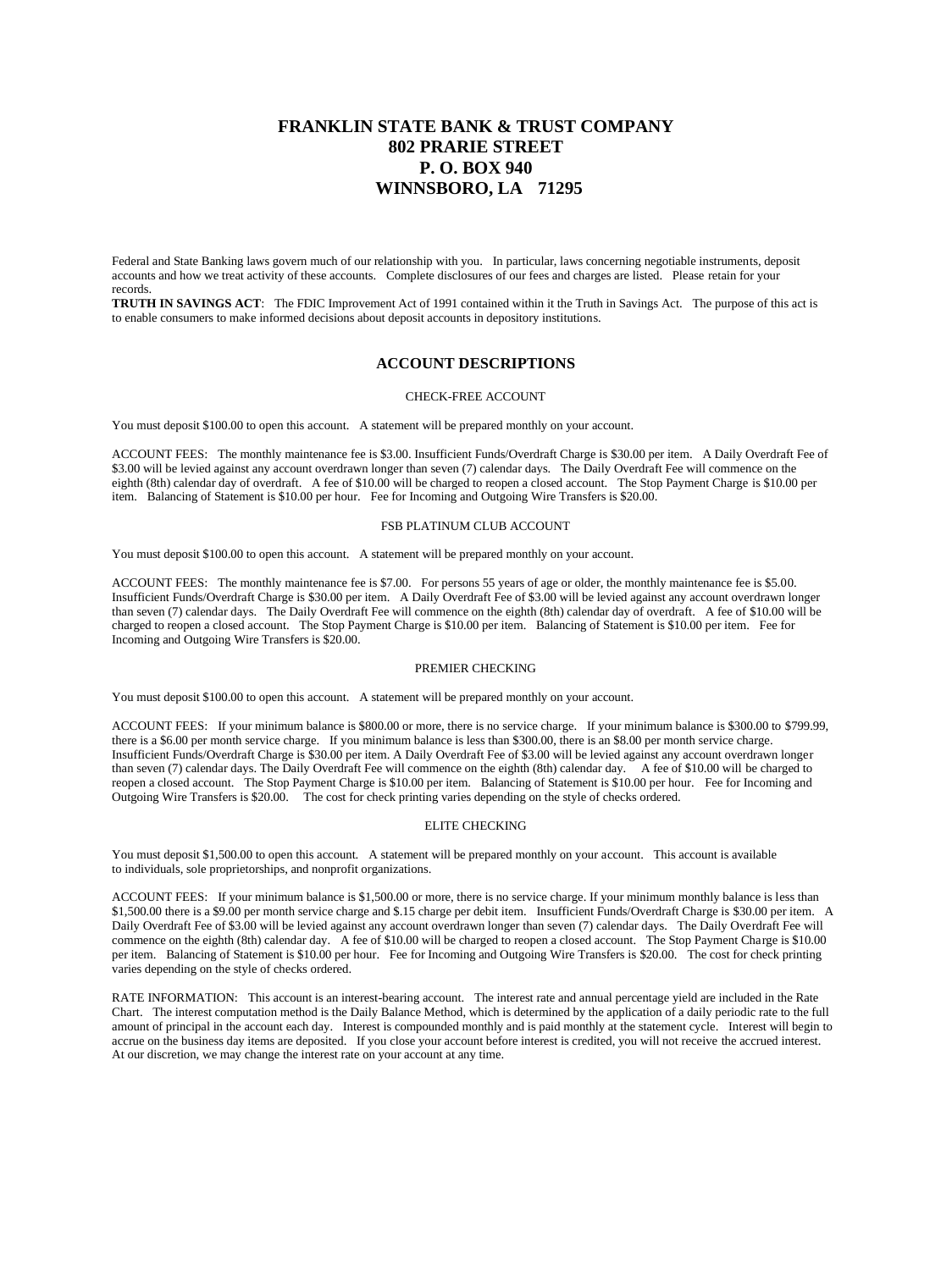# FRANKLIN STATE BANK & TRUST COMPANY
# 802 PRARIE STREET
# P. O. BOX 940
# WINNSBORO, LA 71295

Federal and State Banking laws govern much of our relationship with you. In particular, laws concerning negotiable instruments, deposit accounts and how we treat activity of these accounts. Complete disclosures of our fees and charges are listed. Please retain for your records.

**TRUTH IN SAVINGS ACT**: The FDIC Improvement Act of 1991 contained within it the Truth in Savings Act. The purpose of this act is to enable consumers to make informed decisions about deposit accounts in depository institutions.

## ACCOUNT DESCRIPTIONS

### CHECK-FREE ACCOUNT

You must deposit $100.00 to open this account. A statement will be prepared monthly on your account.

ACCOUNT FEES: The monthly maintenance fee is $3.00. Insufficient Funds/Overdraft Charge is $30.00 per item. A Daily Overdraft Fee of $3.00 will be levied against any account overdrawn longer than seven (7) calendar days. The Daily Overdraft Fee will commence on the eighth (8th) calendar day of overdraft. A fee of $10.00 will be charged to reopen a closed account. The Stop Payment Charge is $10.00 per item. Balancing of Statement is $10.00 per hour. Fee for Incoming and Outgoing Wire Transfers is $20.00.

### FSB PLATINUM CLUB ACCOUNT

You must deposit $100.00 to open this account. A statement will be prepared monthly on your account.

ACCOUNT FEES: The monthly maintenance fee is $7.00. For persons 55 years of age or older, the monthly maintenance fee is $5.00. Insufficient Funds/Overdraft Charge is $30.00 per item. A Daily Overdraft Fee of $3.00 will be levied against any account overdrawn longer than seven (7) calendar days. The Daily Overdraft Fee will commence on the eighth (8th) calendar day of overdraft. A fee of $10.00 will be charged to reopen a closed account. The Stop Payment Charge is $10.00 per item. Balancing of Statement is $10.00 per item. Fee for Incoming and Outgoing Wire Transfers is $20.00.

### PREMIER CHECKING

You must deposit $100.00 to open this account. A statement will be prepared monthly on your account.

ACCOUNT FEES: If your minimum balance is $800.00 or more, there is no service charge. If your minimum balance is $300.00 to $799.99, there is a $6.00 per month service charge. If you minimum balance is less than $300.00, there is an $8.00 per month service charge. Insufficient Funds/Overdraft Charge is $30.00 per item. A Daily Overdraft Fee of $3.00 will be levied against any account overdrawn longer than seven (7) calendar days. The Daily Overdraft Fee will commence on the eighth (8th) calendar day. A fee of $10.00 will be charged to reopen a closed account. The Stop Payment Charge is $10.00 per item. Balancing of Statement is $10.00 per hour. Fee for Incoming and Outgoing Wire Transfers is $20.00. The cost for check printing varies depending on the style of checks ordered.

### ELITE CHECKING

You must deposit $1,500.00 to open this account. A statement will be prepared monthly on your account. This account is available to individuals, sole proprietorships, and nonprofit organizations.

ACCOUNT FEES: If your minimum balance is $1,500.00 or more, there is no service charge. If your minimum monthly balance is less than $1,500.00 there is a $9.00 per month service charge and $.15 charge per debit item. Insufficient Funds/Overdraft Charge is $30.00 per item. A Daily Overdraft Fee of $3.00 will be levied against any account overdrawn longer than seven (7) calendar days. The Daily Overdraft Fee will commence on the eighth (8th) calendar day. A fee of $10.00 will be charged to reopen a closed account. The Stop Payment Charge is $10.00 per item. Balancing of Statement is $10.00 per hour. Fee for Incoming and Outgoing Wire Transfers is $20.00. The cost for check printing varies depending on the style of checks ordered.

RATE INFORMATION: This account is an interest-bearing account. The interest rate and annual percentage yield are included in the Rate Chart. The interest computation method is the Daily Balance Method, which is determined by the application of a daily periodic rate to the full amount of principal in the account each day. Interest is compounded monthly and is paid monthly at the statement cycle. Interest will begin to accrue on the business day items are deposited. If you close your account before interest is credited, you will not receive the accrued interest. At our discretion, we may change the interest rate on your account at any time.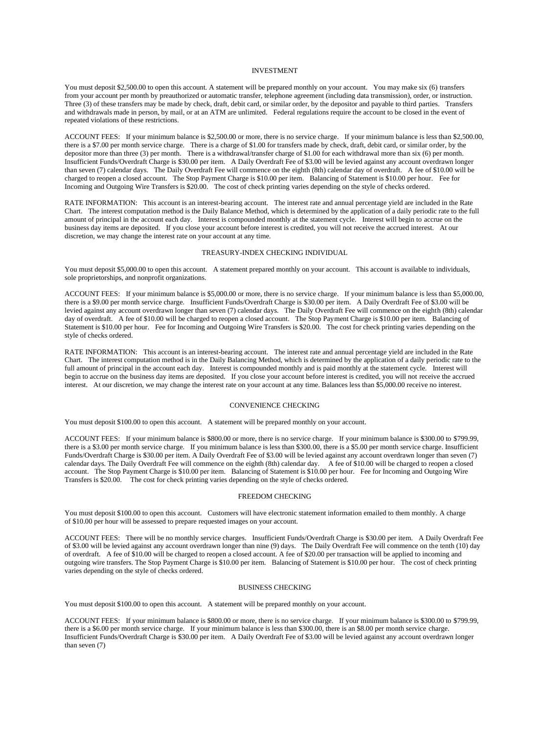## INVESTMENT

You must deposit $2,500.00 to open this account. A statement will be prepared monthly on your account. You may make six (6) transfers from your account per month by preauthorized or automatic transfer, telephone agreement (including data transmission), order, or instruction. Three (3) of these transfers may be made by check, draft, debit card, or similar order, by the depositor and payable to third parties. Transfers and withdrawals made in person, by mail, or at an ATM are unlimited. Federal regulations require the account to be closed in the event of repeated violations of these restrictions.

ACCOUNT FEES: If your minimum balance is $2,500.00 or more, there is no service charge. If your minimum balance is less than $2,500.00, there is a $7.00 per month service charge. There is a charge of $1.00 for transfers made by check, draft, debit card, or similar order, by the depositor more than three (3) per month. There is a withdrawal/transfer charge of $1.00 for each withdrawal more than six (6) per month. Insufficient Funds/Overdraft Charge is $30.00 per item. A Daily Overdraft Fee of $3.00 will be levied against any account overdrawn longer than seven (7) calendar days. The Daily Overdraft Fee will commence on the eighth (8th) calendar day of overdraft. A fee of $10.00 will be charged to reopen a closed account. The Stop Payment Charge is $10.00 per item. Balancing of Statement is $10.00 per hour. Fee for Incoming and Outgoing Wire Transfers is $20.00. The cost of check printing varies depending on the style of checks ordered.

RATE INFORMATION: This account is an interest-bearing account. The interest rate and annual percentage yield are included in the Rate Chart. The interest computation method is the Daily Balance Method, which is determined by the application of a daily periodic rate to the full amount of principal in the account each day. Interest is compounded monthly at the statement cycle. Interest will begin to accrue on the business day items are deposited. If you close your account before interest is credited, you will not receive the accrued interest. At our discretion, we may change the interest rate on your account at any time.

## TREASURY-INDEX CHECKING INDIVIDUAL

You must deposit $5,000.00 to open this account. A statement prepared monthly on your account. This account is available to individuals, sole proprietorships, and nonprofit organizations.

ACCOUNT FEES: If your minimum balance is $5,000.00 or more, there is no service charge. If your minimum balance is less than $5,000.00, there is a $9.00 per month service charge. Insufficient Funds/Overdraft Charge is $30.00 per item. A Daily Overdraft Fee of $3.00 will be levied against any account overdrawn longer than seven (7) calendar days. The Daily Overdraft Fee will commence on the eighth (8th) calendar day of overdraft. A fee of $10.00 will be charged to reopen a closed account. The Stop Payment Charge is $10.00 per item. Balancing of Statement is $10.00 per hour. Fee for Incoming and Outgoing Wire Transfers is $20.00. The cost for check printing varies depending on the style of checks ordered.

RATE INFORMATION: This account is an interest-bearing account. The interest rate and annual percentage yield are included in the Rate Chart. The interest computation method is in the Daily Balancing Method, which is determined by the application of a daily periodic rate to the full amount of principal in the account each day. Interest is compounded monthly and is paid monthly at the statement cycle. Interest will begin to accrue on the business day items are deposited. If you close your account before interest is credited, you will not receive the accrued interest. At our discretion, we may change the interest rate on your account at any time. Balances less than $5,000.00 receive no interest.

## CONVENIENCE CHECKING

You must deposit $100.00 to open this account. A statement will be prepared monthly on your account.

ACCOUNT FEES: If your minimum balance is $800.00 or more, there is no service charge. If your minimum balance is $300.00 to $799.99, there is a $3.00 per month service charge. If you minimum balance is less than $300.00, there is a $5.00 per month service charge. Insufficient Funds/Overdraft Charge is $30.00 per item. A Daily Overdraft Fee of $3.00 will be levied against any account overdrawn longer than seven (7) calendar days. The Daily Overdraft Fee will commence on the eighth (8th) calendar day. A fee of $10.00 will be charged to reopen a closed account. The Stop Payment Charge is $10.00 per item. Balancing of Statement is $10.00 per hour. Fee for Incoming and Outgoing Wire Transfers is $20.00. The cost for check printing varies depending on the style of checks ordered.

## FREEDOM CHECKING

You must deposit $100.00 to open this account. Customers will have electronic statement information emailed to them monthly. A charge of $10.00 per hour will be assessed to prepare requested images on your account.

ACCOUNT FEES: There will be no monthly service charges. Insufficient Funds/Overdraft Charge is $30.00 per item. A Daily Overdraft Fee of $3.00 will be levied against any account overdrawn longer than nine (9) days. The Daily Overdraft Fee will commence on the tenth (10) day of overdraft. A fee of $10.00 will be charged to reopen a closed account. A fee of $20.00 per transaction will be applied to incoming and outgoing wire transfers. The Stop Payment Charge is $10.00 per item. Balancing of Statement is $10.00 per hour. The cost of check printing varies depending on the style of checks ordered.

## BUSINESS CHECKING

You must deposit $100.00 to open this account. A statement will be prepared monthly on your account.

ACCOUNT FEES: If your minimum balance is $800.00 or more, there is no service charge. If your minimum balance is $300.00 to $799.99, there is a $6.00 per month service charge. If your minimum balance is less than $300.00, there is an $8.00 per month service charge. Insufficient Funds/Overdraft Charge is $30.00 per item. A Daily Overdraft Fee of $3.00 will be levied against any account overdrawn longer than seven (7)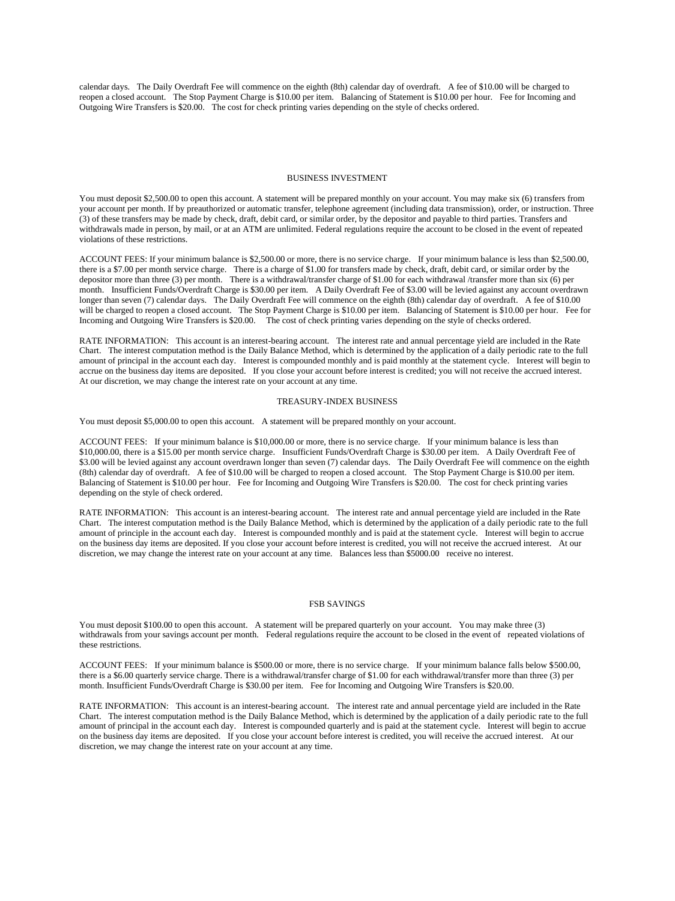calendar days. The Daily Overdraft Fee will commence on the eighth (8th) calendar day of overdraft. A fee of $10.00 will be charged to reopen a closed account. The Stop Payment Charge is $10.00 per item. Balancing of Statement is $10.00 per hour. Fee for Incoming and Outgoing Wire Transfers is $20.00. The cost for check printing varies depending on the style of checks ordered.

## BUSINESS INVESTMENT

You must deposit $2,500.00 to open this account. A statement will be prepared monthly on your account. You may make six (6) transfers from your account per month. If by preauthorized or automatic transfer, telephone agreement (including data transmission), order, or instruction. Three (3) of these transfers may be made by check, draft, debit card, or similar order, by the depositor and payable to third parties. Transfers and withdrawals made in person, by mail, or at an ATM are unlimited. Federal regulations require the account to be closed in the event of repeated violations of these restrictions.

ACCOUNT FEES: If your minimum balance is $2,500.00 or more, there is no service charge. If your minimum balance is less than $2,500.00, there is a $7.00 per month service charge. There is a charge of $1.00 for transfers made by check, draft, debit card, or similar order by the depositor more than three (3) per month. There is a withdrawal/transfer charge of $1.00 for each withdrawal /transfer more than six (6) per month. Insufficient Funds/Overdraft Charge is $30.00 per item. A Daily Overdraft Fee of $3.00 will be levied against any account overdrawn longer than seven (7) calendar days. The Daily Overdraft Fee will commence on the eighth (8th) calendar day of overdraft. A fee of $10.00 will be charged to reopen a closed account. The Stop Payment Charge is $10.00 per item. Balancing of Statement is $10.00 per hour. Fee for Incoming and Outgoing Wire Transfers is $20.00. The cost of check printing varies depending on the style of checks ordered.

RATE INFORMATION: This account is an interest-bearing account. The interest rate and annual percentage yield are included in the Rate Chart. The interest computation method is the Daily Balance Method, which is determined by the application of a daily periodic rate to the full amount of principal in the account each day. Interest is compounded monthly and is paid monthly at the statement cycle. Interest will begin to accrue on the business day items are deposited. If you close your account before interest is credited; you will not receive the accrued interest. At our discretion, we may change the interest rate on your account at any time.

## TREASURY-INDEX BUSINESS

You must deposit $5,000.00 to open this account. A statement will be prepared monthly on your account.

ACCOUNT FEES: If your minimum balance is $10,000.00 or more, there is no service charge. If your minimum balance is less than $10,000.00, there is a $15.00 per month service charge. Insufficient Funds/Overdraft Charge is $30.00 per item. A Daily Overdraft Fee of $3.00 will be levied against any account overdrawn longer than seven (7) calendar days. The Daily Overdraft Fee will commence on the eighth (8th) calendar day of overdraft. A fee of $10.00 will be charged to reopen a closed account. The Stop Payment Charge is $10.00 per item. Balancing of Statement is $10.00 per hour. Fee for Incoming and Outgoing Wire Transfers is $20.00. The cost for check printing varies depending on the style of check ordered.

RATE INFORMATION: This account is an interest-bearing account. The interest rate and annual percentage yield are included in the Rate Chart. The interest computation method is the Daily Balance Method, which is determined by the application of a daily periodic rate to the full amount of principle in the account each day. Interest is compounded monthly and is paid at the statement cycle. Interest will begin to accrue on the business day items are deposited. If you close your account before interest is credited, you will not receive the accrued interest. At our discretion, we may change the interest rate on your account at any time. Balances less than $5000.00 receive no interest.

## FSB SAVINGS

You must deposit $100.00 to open this account. A statement will be prepared quarterly on your account. You may make three (3) withdrawals from your savings account per month. Federal regulations require the account to be closed in the event of repeated violations of these restrictions.

ACCOUNT FEES: If your minimum balance is $500.00 or more, there is no service charge. If your minimum balance falls below $500.00, there is a $6.00 quarterly service charge. There is a withdrawal/transfer charge of $1.00 for each withdrawal/transfer more than three (3) per month. Insufficient Funds/Overdraft Charge is $30.00 per item. Fee for Incoming and Outgoing Wire Transfers is $20.00.

RATE INFORMATION: This account is an interest-bearing account. The interest rate and annual percentage yield are included in the Rate Chart. The interest computation method is the Daily Balance Method, which is determined by the application of a daily periodic rate to the full amount of principal in the account each day. Interest is compounded quarterly and is paid at the statement cycle. Interest will begin to accrue on the business day items are deposited. If you close your account before interest is credited, you will receive the accrued interest. At our discretion, we may change the interest rate on your account at any time.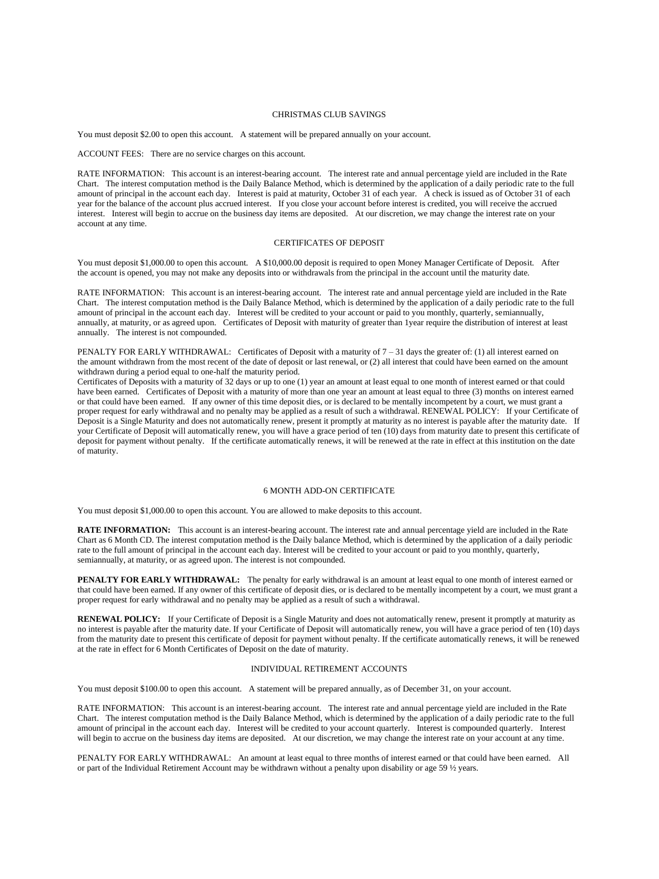## CHRISTMAS CLUB SAVINGS

You must deposit $2.00 to open this account. A statement will be prepared annually on your account.

ACCOUNT FEES: There are no service charges on this account.

RATE INFORMATION: This account is an interest-bearing account. The interest rate and annual percentage yield are included in the Rate Chart. The interest computation method is the Daily Balance Method, which is determined by the application of a daily periodic rate to the full amount of principal in the account each day. Interest is paid at maturity, October 31 of each year. A check is issued as of October 31 of each year for the balance of the account plus accrued interest. If you close your account before interest is credited, you will receive the accrued interest. Interest will begin to accrue on the business day items are deposited. At our discretion, we may change the interest rate on your account at any time.

## CERTIFICATES OF DEPOSIT

You must deposit $1,000.00 to open this account. A $10,000.00 deposit is required to open Money Manager Certificate of Deposit. After the account is opened, you may not make any deposits into or withdrawals from the principal in the account until the maturity date.

RATE INFORMATION: This account is an interest-bearing account. The interest rate and annual percentage yield are included in the Rate Chart. The interest computation method is the Daily Balance Method, which is determined by the application of a daily periodic rate to the full amount of principal in the account each day. Interest will be credited to your account or paid to you monthly, quarterly, semiannually, annually, at maturity, or as agreed upon. Certificates of Deposit with maturity of greater than 1year require the distribution of interest at least annually. The interest is not compounded.

PENALTY FOR EARLY WITHDRAWAL: Certificates of Deposit with a maturity of 7 – 31 days the greater of: (1) all interest earned on the amount withdrawn from the most recent of the date of deposit or last renewal, or (2) all interest that could have been earned on the amount withdrawn during a period equal to one-half the maturity period.
Certificates of Deposits with a maturity of 32 days or up to one (1) year an amount at least equal to one month of interest earned or that could have been earned. Certificates of Deposit with a maturity of more than one year an amount at least equal to three (3) months on interest earned or that could have been earned. If any owner of this time deposit dies, or is declared to be mentally incompetent by a court, we must grant a proper request for early withdrawal and no penalty may be applied as a result of such a withdrawal. RENEWAL POLICY: If your Certificate of Deposit is a Single Maturity and does not automatically renew, present it promptly at maturity as no interest is payable after the maturity date. If your Certificate of Deposit will automatically renew, you will have a grace period of ten (10) days from maturity date to present this certificate of deposit for payment without penalty. If the certificate automatically renews, it will be renewed at the rate in effect at this institution on the date of maturity.

## 6 MONTH ADD-ON CERTIFICATE

You must deposit $1,000.00 to open this account. You are allowed to make deposits to this account.

**RATE INFORMATION:** This account is an interest-bearing account. The interest rate and annual percentage yield are included in the Rate Chart as 6 Month CD. The interest computation method is the Daily balance Method, which is determined by the application of a daily periodic rate to the full amount of principal in the account each day. Interest will be credited to your account or paid to you monthly, quarterly, semiannually, at maturity, or as agreed upon. The interest is not compounded.

**PENALTY FOR EARLY WITHDRAWAL:** The penalty for early withdrawal is an amount at least equal to one month of interest earned or that could have been earned. If any owner of this certificate of deposit dies, or is declared to be mentally incompetent by a court, we must grant a proper request for early withdrawal and no penalty may be applied as a result of such a withdrawal.

**RENEWAL POLICY:** If your Certificate of Deposit is a Single Maturity and does not automatically renew, present it promptly at maturity as no interest is payable after the maturity date. If your Certificate of Deposit will automatically renew, you will have a grace period of ten (10) days from the maturity date to present this certificate of deposit for payment without penalty. If the certificate automatically renews, it will be renewed at the rate in effect for 6 Month Certificates of Deposit on the date of maturity.

## INDIVIDUAL RETIREMENT ACCOUNTS

You must deposit $100.00 to open this account. A statement will be prepared annually, as of December 31, on your account.

RATE INFORMATION: This account is an interest-bearing account. The interest rate and annual percentage yield are included in the Rate Chart. The interest computation method is the Daily Balance Method, which is determined by the application of a daily periodic rate to the full amount of principal in the account each day. Interest will be credited to your account quarterly. Interest is compounded quarterly. Interest will begin to accrue on the business day items are deposited. At our discretion, we may change the interest rate on your account at any time.

PENALTY FOR EARLY WITHDRAWAL: An amount at least equal to three months of interest earned or that could have been earned. All or part of the Individual Retirement Account may be withdrawn without a penalty upon disability or age 59 ½ years.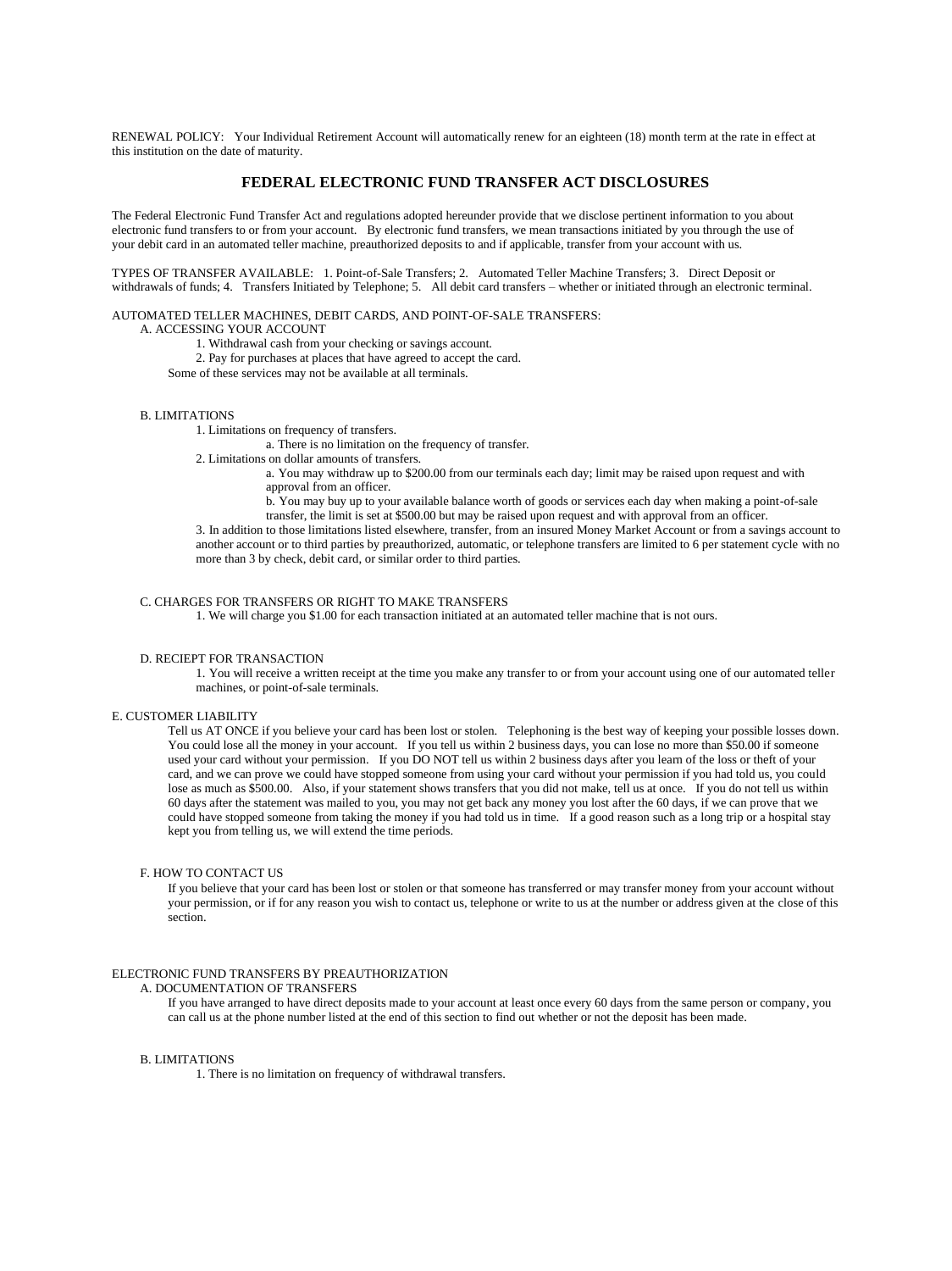RENEWAL POLICY: Your Individual Retirement Account will automatically renew for an eighteen (18) month term at the rate in effect at this institution on the date of maturity.

## FEDERAL ELECTRONIC FUND TRANSFER ACT DISCLOSURES

The Federal Electronic Fund Transfer Act and regulations adopted hereunder provide that we disclose pertinent information to you about electronic fund transfers to or from your account. By electronic fund transfers, we mean transactions initiated by you through the use of your debit card in an automated teller machine, preauthorized deposits to and if applicable, transfer from your account with us.

TYPES OF TRANSFER AVAILABLE: 1. Point-of-Sale Transfers; 2. Automated Teller Machine Transfers; 3. Direct Deposit or withdrawals of funds; 4. Transfers Initiated by Telephone; 5. All debit card transfers – whether or initiated through an electronic terminal.

AUTOMATED TELLER MACHINES, DEBIT CARDS, AND POINT-OF-SALE TRANSFERS:

A. ACCESSING YOUR ACCOUNT

1. Withdrawal cash from your checking or savings account.
2. Pay for purchases at places that have agreed to accept the card.

Some of these services may not be available at all terminals.

B. LIMITATIONS

1. Limitations on frequency of transfers.
   a. There is no limitation on the frequency of transfer.
2. Limitations on dollar amounts of transfers.
   a. You may withdraw up to $200.00 from our terminals each day; limit may be raised upon request and with approval from an officer.
   b. You may buy up to your available balance worth of goods or services each day when making a point-of-sale transfer, the limit is set at $500.00 but may be raised upon request and with approval from an officer.
3. In addition to those limitations listed elsewhere, transfer, from an insured Money Market Account or from a savings account to another account or to third parties by preauthorized, automatic, or telephone transfers are limited to 6 per statement cycle with no more than 3 by check, debit card, or similar order to third parties.

C. CHARGES FOR TRANSFERS OR RIGHT TO MAKE TRANSFERS

1. We will charge you $1.00 for each transaction initiated at an automated teller machine that is not ours.

D. RECIEPT FOR TRANSACTION

1. You will receive a written receipt at the time you make any transfer to or from your account using one of our automated teller machines, or point-of-sale terminals.

E. CUSTOMER LIABILITY

Tell us AT ONCE if you believe your card has been lost or stolen. Telephoning is the best way of keeping your possible losses down. You could lose all the money in your account. If you tell us within 2 business days, you can lose no more than $50.00 if someone used your card without your permission. If you DO NOT tell us within 2 business days after you learn of the loss or theft of your card, and we can prove we could have stopped someone from using your card without your permission if you had told us, you could lose as much as $500.00. Also, if your statement shows transfers that you did not make, tell us at once. If you do not tell us within 60 days after the statement was mailed to you, you may not get back any money you lost after the 60 days, if we can prove that we could have stopped someone from taking the money if you had told us in time. If a good reason such as a long trip or a hospital stay kept you from telling us, we will extend the time periods.

F. HOW TO CONTACT US

If you believe that your card has been lost or stolen or that someone has transferred or may transfer money from your account without your permission, or if for any reason you wish to contact us, telephone or write to us at the number or address given at the close of this section.

ELECTRONIC FUND TRANSFERS BY PREAUTHORIZATION

A. DOCUMENTATION OF TRANSFERS

If you have arranged to have direct deposits made to your account at least once every 60 days from the same person or company, you can call us at the phone number listed at the end of this section to find out whether or not the deposit has been made.

B. LIMITATIONS

1. There is no limitation on frequency of withdrawal transfers.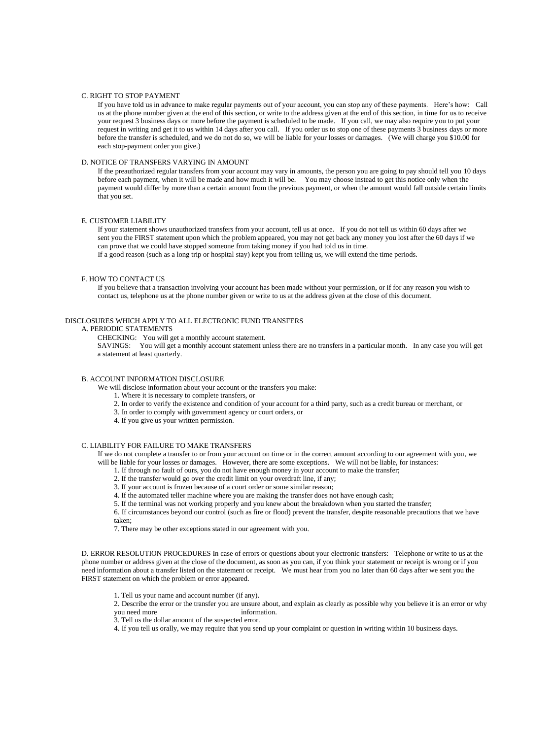### C. RIGHT TO STOP PAYMENT

If you have told us in advance to make regular payments out of your account, you can stop any of these payments. Here's how: Call us at the phone number given at the end of this section, or write to the address given at the end of this section, in time for us to receive your request 3 business days or more before the payment is scheduled to be made. If you call, we may also require you to put your request in writing and get it to us within 14 days after you call. If you order us to stop one of these payments 3 business days or more before the transfer is scheduled, and we do not do so, we will be liable for your losses or damages. (We will charge you $10.00 for each stop-payment order you give.)

### D. NOTICE OF TRANSFERS VARYING IN AMOUNT

If the preauthorized regular transfers from your account may vary in amounts, the person you are going to pay should tell you 10 days before each payment, when it will be made and how much it will be. You may choose instead to get this notice only when the payment would differ by more than a certain amount from the previous payment, or when the amount would fall outside certain limits that you set.

### E. CUSTOMER LIABILITY

If your statement shows unauthorized transfers from your account, tell us at once. If you do not tell us within 60 days after we sent you the FIRST statement upon which the problem appeared, you may not get back any money you lost after the 60 days if we can prove that we could have stopped someone from taking money if you had told us in time.
If a good reason (such as a long trip or hospital stay) kept you from telling us, we will extend the time periods.

### F. HOW TO CONTACT US

If you believe that a transaction involving your account has been made without your permission, or if for any reason you wish to contact us, telephone us at the phone number given or write to us at the address given at the close of this document.

## DISCLOSURES WHICH APPLY TO ALL ELECTRONIC FUND TRANSFERS

### A. PERIODIC STATEMENTS

CHECKING: You will get a monthly account statement.
SAVINGS: You will get a monthly account statement unless there are no transfers in a particular month. In any case you will get a statement at least quarterly.

### B. ACCOUNT INFORMATION DISCLOSURE

We will disclose information about your account or the transfers you make:

1. Where it is necessary to complete transfers, or
2. In order to verify the existence and condition of your account for a third party, such as a credit bureau or merchant, or
3. In order to comply with government agency or court orders, or
4. If you give us your written permission.

### C. LIABILITY FOR FAILURE TO MAKE TRANSFERS

If we do not complete a transfer to or from your account on time or in the correct amount according to our agreement with you, we will be liable for your losses or damages. However, there are some exceptions. We will not be liable, for instances:

1. If through no fault of ours, you do not have enough money in your account to make the transfer;
2. If the transfer would go over the credit limit on your overdraft line, if any;
3. If your account is frozen because of a court order or some similar reason;
4. If the automated teller machine where you are making the transfer does not have enough cash;
5. If the terminal was not working properly and you knew about the breakdown when you started the transfer;
6. If circumstances beyond our control (such as fire or flood) prevent the transfer, despite reasonable precautions that we have taken;
7. There may be other exceptions stated in our agreement with you.

### D. ERROR RESOLUTION PROCEDURES

In case of errors or questions about your electronic transfers: Telephone or write to us at the phone number or address given at the close of the document, as soon as you can, if you think your statement or receipt is wrong or if you need information about a transfer listed on the statement or receipt. We must hear from you no later than 60 days after we sent you the FIRST statement on which the problem or error appeared.

1. Tell us your name and account number (if any).
2. Describe the error or the transfer you are unsure about, and explain as clearly as possible why you believe it is an error or why you need more information.
3. Tell us the dollar amount of the suspected error.
4. If you tell us orally, we may require that you send up your complaint or question in writing within 10 business days.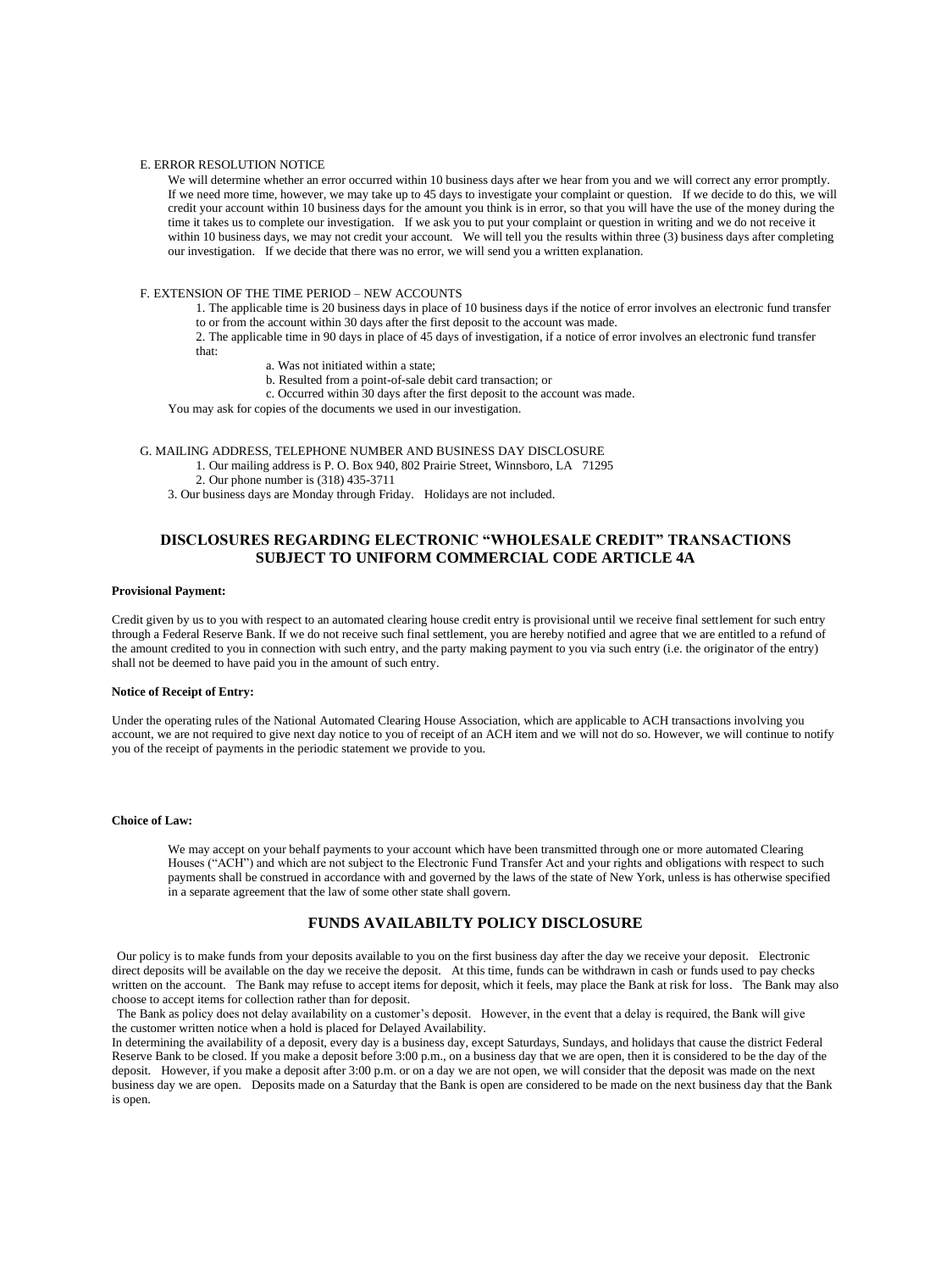E. ERROR RESOLUTION NOTICE

We will determine whether an error occurred within 10 business days after we hear from you and we will correct any error promptly. If we need more time, however, we may take up to 45 days to investigate your complaint or question. If we decide to do this, we will credit your account within 10 business days for the amount you think is in error, so that you will have the use of the money during the time it takes us to complete our investigation. If we ask you to put your complaint or question in writing and we do not receive it within 10 business days, we may not credit your account. We will tell you the results within three (3) business days after completing our investigation. If we decide that there was no error, we will send you a written explanation.

F. EXTENSION OF THE TIME PERIOD – NEW ACCOUNTS

1. The applicable time is 20 business days in place of 10 business days if the notice of error involves an electronic fund transfer to or from the account within 30 days after the first deposit to the account was made.
2. The applicable time in 90 days in place of 45 days of investigation, if a notice of error involves an electronic fund transfer that:
    a. Was not initiated within a state;
    b. Resulted from a point-of-sale debit card transaction; or
    c. Occurred within 30 days after the first deposit to the account was made.

You may ask for copies of the documents we used in our investigation.

G. MAILING ADDRESS, TELEPHONE NUMBER AND BUSINESS DAY DISCLOSURE

1. Our mailing address is P. O. Box 940, 802 Prairie Street, Winnsboro, LA 71295
2. Our phone number is (318) 435-3711
3. Our business days are Monday through Friday. Holidays are not included.

## DISCLOSURES REGARDING ELECTRONIC "WHOLESALE CREDIT" TRANSACTIONS SUBJECT TO UNIFORM COMMERCIAL CODE ARTICLE 4A

**Provisional Payment:**

Credit given by us to you with respect to an automated clearing house credit entry is provisional until we receive final settlement for such entry through a Federal Reserve Bank. If we do not receive such final settlement, you are hereby notified and agree that we are entitled to a refund of the amount credited to you in connection with such entry, and the party making payment to you via such entry (i.e. the originator of the entry) shall not be deemed to have paid you in the amount of such entry.

**Notice of Receipt of Entry:**

Under the operating rules of the National Automated Clearing House Association, which are applicable to ACH transactions involving you account, we are not required to give next day notice to you of receipt of an ACH item and we will not do so. However, we will continue to notify you of the receipt of payments in the periodic statement we provide to you.

**Choice of Law:**

We may accept on your behalf payments to your account which have been transmitted through one or more automated Clearing Houses ("ACH") and which are not subject to the Electronic Fund Transfer Act and your rights and obligations with respect to such payments shall be construed in accordance with and governed by the laws of the state of New York, unless is has otherwise specified in a separate agreement that the law of some other state shall govern.

## FUNDS AVAILABILTY POLICY DISCLOSURE

Our policy is to make funds from your deposits available to you on the first business day after the day we receive your deposit. Electronic direct deposits will be available on the day we receive the deposit. At this time, funds can be withdrawn in cash or funds used to pay checks written on the account. The Bank may refuse to accept items for deposit, which it feels, may place the Bank at risk for loss. The Bank may also choose to accept items for collection rather than for deposit.

The Bank as policy does not delay availability on a customer's deposit. However, in the event that a delay is required, the Bank will give the customer written notice when a hold is placed for Delayed Availability.

In determining the availability of a deposit, every day is a business day, except Saturdays, Sundays, and holidays that cause the district Federal Reserve Bank to be closed. If you make a deposit before 3:00 p.m., on a business day that we are open, then it is considered to be the day of the deposit. However, if you make a deposit after 3:00 p.m. or on a day we are not open, we will consider that the deposit was made on the next business day we are open. Deposits made on a Saturday that the Bank is open are considered to be made on the next business day that the Bank is open.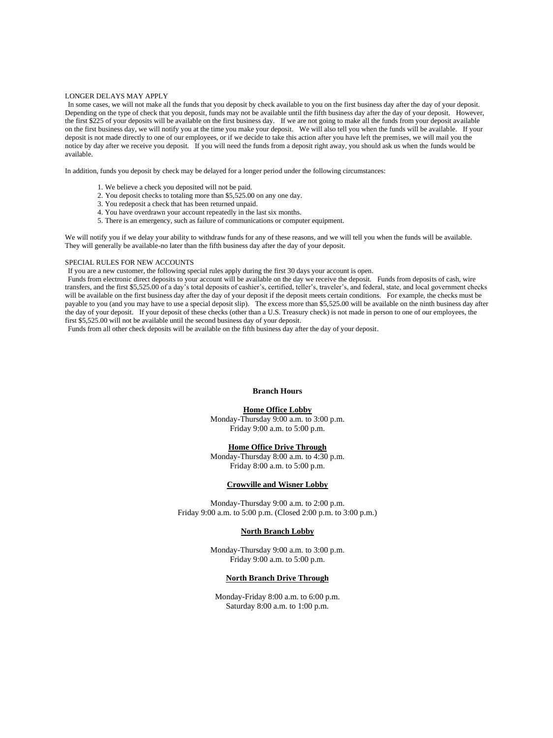LONGER DELAYS MAY APPLY

In some cases, we will not make all the funds that you deposit by check available to you on the first business day after the day of your deposit. Depending on the type of check that you deposit, funds may not be available until the fifth business day after the day of your deposit. However, the first $225 of your deposits will be available on the first business day. If we are not going to make all the funds from your deposit available on the first business day, we will notify you at the time you make your deposit. We will also tell you when the funds will be available. If your deposit is not made directly to one of our employees, or if we decide to take this action after you have left the premises, we will mail you the notice by day after we receive you deposit. If you will need the funds from a deposit right away, you should ask us when the funds would be available.

In addition, funds you deposit by check may be delayed for a longer period under the following circumstances:

1. We believe a check you deposited will not be paid.
2. You deposit checks to totaling more than $5,525.00 on any one day.
3. You redeposit a check that has been returned unpaid.
4. You have overdrawn your account repeatedly in the last six months.
5. There is an emergency, such as failure of communications or computer equipment.

We will notify you if we delay your ability to withdraw funds for any of these reasons, and we will tell you when the funds will be available. They will generally be available-no later than the fifth business day after the day of your deposit.

SPECIAL RULES FOR NEW ACCOUNTS

If you are a new customer, the following special rules apply during the first 30 days your account is open.

Funds from electronic direct deposits to your account will be available on the day we receive the deposit. Funds from deposits of cash, wire transfers, and the first $5,525.00 of a day's total deposits of cashier's, certified, teller's, traveler's, and federal, state, and local government checks will be available on the first business day after the day of your deposit if the deposit meets certain conditions. For example, the checks must be payable to you (and you may have to use a special deposit slip). The excess more than $5,525.00 will be available on the ninth business day after the day of your deposit. If your deposit of these checks (other than a U.S. Treasury check) is not made in person to one of our employees, the first $5,525.00 will not be available until the second business day of your deposit.

Funds from all other check deposits will be available on the fifth business day after the day of your deposit.

**Branch Hours**

**Home Office Lobby**
Monday-Thursday 9:00 a.m. to 3:00 p.m.
Friday 9:00 a.m. to 5:00 p.m.

**Home Office Drive Through**
Monday-Thursday 8:00 a.m. to 4:30 p.m.
Friday 8:00 a.m. to 5:00 p.m.

**Crowville and Wisner Lobby**

Monday-Thursday 9:00 a.m. to 2:00 p.m.
Friday 9:00 a.m. to 5:00 p.m. (Closed 2:00 p.m. to 3:00 p.m.)

**North Branch Lobby**

Monday-Thursday 9:00 a.m. to 3:00 p.m.
Friday 9:00 a.m. to 5:00 p.m.

**North Branch Drive Through**

Monday-Friday 8:00 a.m. to 6:00 p.m.
Saturday 8:00 a.m. to 1:00 p.m.